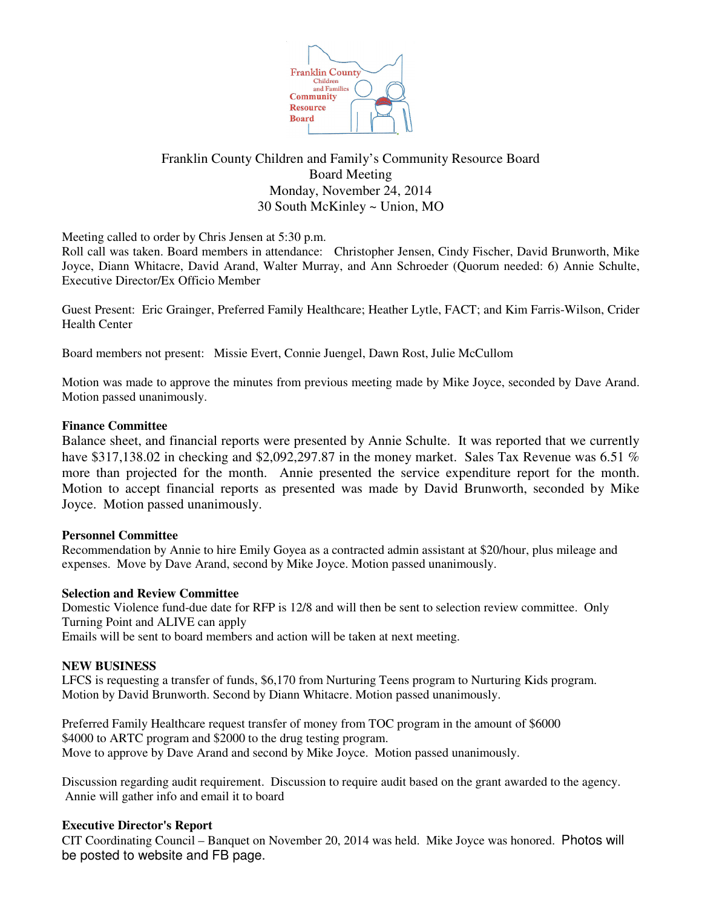Franklin County Children and Families Community Resource Board

# Franklin County Children and Family's Community Resource Board
## Board Meeting
Monday, November 24, 2014
30 South McKinley ~ Union, MO

Meeting called to order by Chris Jensen at 5:30 p.m.
Roll call was taken. Board members in attendance: Christopher Jensen, Cindy Fischer, David Brunworth, Mike Joyce, Diann Whitacre, David Arand, Walter Murray, and Ann Schroeder (Quorum needed: 6) Annie Schulte, Executive Director/Ex Officio Member

Guest Present: Eric Grainger, Preferred Family Healthcare; Heather Lytle, FACT; and Kim Farris-Wilson, Crider Health Center

Board members not present: Missie Evert, Connie Juengel, Dawn Rost, Julie McCullom

Motion was made to approve the minutes from previous meeting made by Mike Joyce, seconded by Dave Arand. Motion passed unanimously.

**Finance Committee**
Balance sheet, and financial reports were presented by Annie Schulte. It was reported that we currently have $317,138.02 in checking and $2,092,297.87 in the money market. Sales Tax Revenue was 6.51 % more than projected for the month. Annie presented the service expenditure report for the month. Motion to accept financial reports as presented was made by David Brunworth, seconded by Mike Joyce. Motion passed unanimously.

**Personnel Committee**
Recommendation by Annie to hire Emily Goyea as a contracted admin assistant at $20/hour, plus mileage and expenses. Move by Dave Arand, second by Mike Joyce. Motion passed unanimously.

**Selection and Review Committee**
Domestic Violence fund-due date for RFP is 12/8 and will then be sent to selection review committee. Only Turning Point and ALIVE can apply
Emails will be sent to board members and action will be taken at next meeting.

**NEW BUSINESS**
LFCS is requesting a transfer of funds, $6,170 from Nurturing Teens program to Nurturing Kids program. Motion by David Brunworth. Second by Diann Whitacre. Motion passed unanimously.

Preferred Family Healthcare request transfer of money from TOC program in the amount of $6000
$4000 to ARTC program and $2000 to the drug testing program.
Move to approve by Dave Arand and second by Mike Joyce. Motion passed unanimously.

Discussion regarding audit requirement. Discussion to require audit based on the grant awarded to the agency. Annie will gather info and email it to board

**Executive Director's Report**
CIT Coordinating Council – Banquet on November 20, 2014 was held. Mike Joyce was honored. Photos will be posted to website and FB page.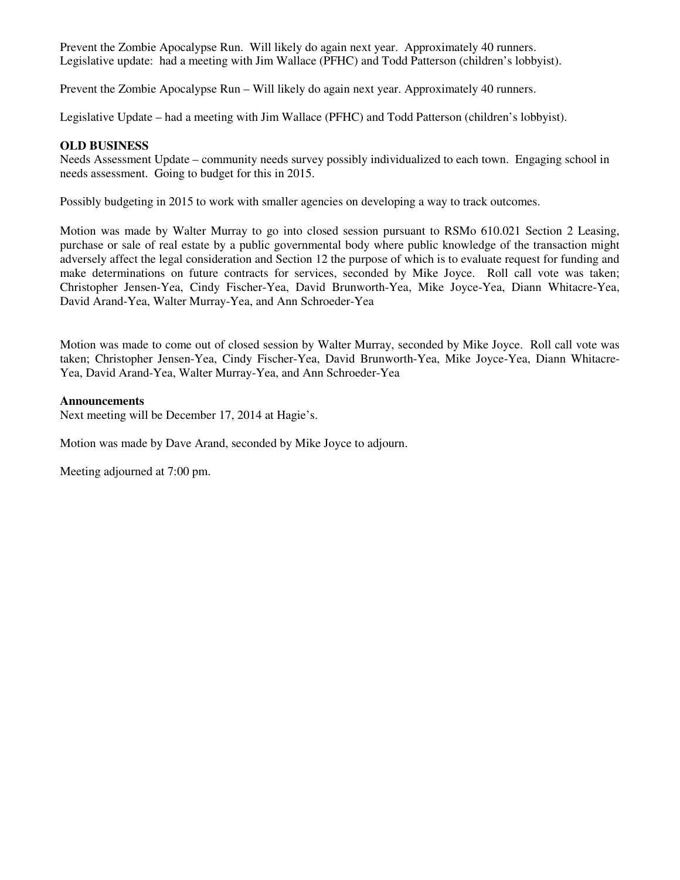Prevent the Zombie Apocalypse Run. Will likely do again next year. Approximately 40 runners.
Legislative update: had a meeting with Jim Wallace (PFHC) and Todd Patterson (children's lobbyist).

Prevent the Zombie Apocalypse Run – Will likely do again next year. Approximately 40 runners.

Legislative Update – had a meeting with Jim Wallace (PFHC) and Todd Patterson (children's lobbyist).

**OLD BUSINESS**

Needs Assessment Update – community needs survey possibly individualized to each town. Engaging school in needs assessment. Going to budget for this in 2015.

Possibly budgeting in 2015 to work with smaller agencies on developing a way to track outcomes.

Motion was made by Walter Murray to go into closed session pursuant to RSMo 610.021 Section 2 Leasing, purchase or sale of real estate by a public governmental body where public knowledge of the transaction might adversely affect the legal consideration and Section 12 the purpose of which is to evaluate request for funding and make determinations on future contracts for services, seconded by Mike Joyce. Roll call vote was taken; Christopher Jensen-Yea, Cindy Fischer-Yea, David Brunworth-Yea, Mike Joyce-Yea, Diann Whitacre-Yea, David Arand-Yea, Walter Murray-Yea, and Ann Schroeder-Yea

Motion was made to come out of closed session by Walter Murray, seconded by Mike Joyce. Roll call vote was taken; Christopher Jensen-Yea, Cindy Fischer-Yea, David Brunworth-Yea, Mike Joyce-Yea, Diann Whitacre-Yea, David Arand-Yea, Walter Murray-Yea, and Ann Schroeder-Yea

**Announcements**

Next meeting will be December 17, 2014 at Hagie's.

Motion was made by Dave Arand, seconded by Mike Joyce to adjourn.

Meeting adjourned at 7:00 pm.